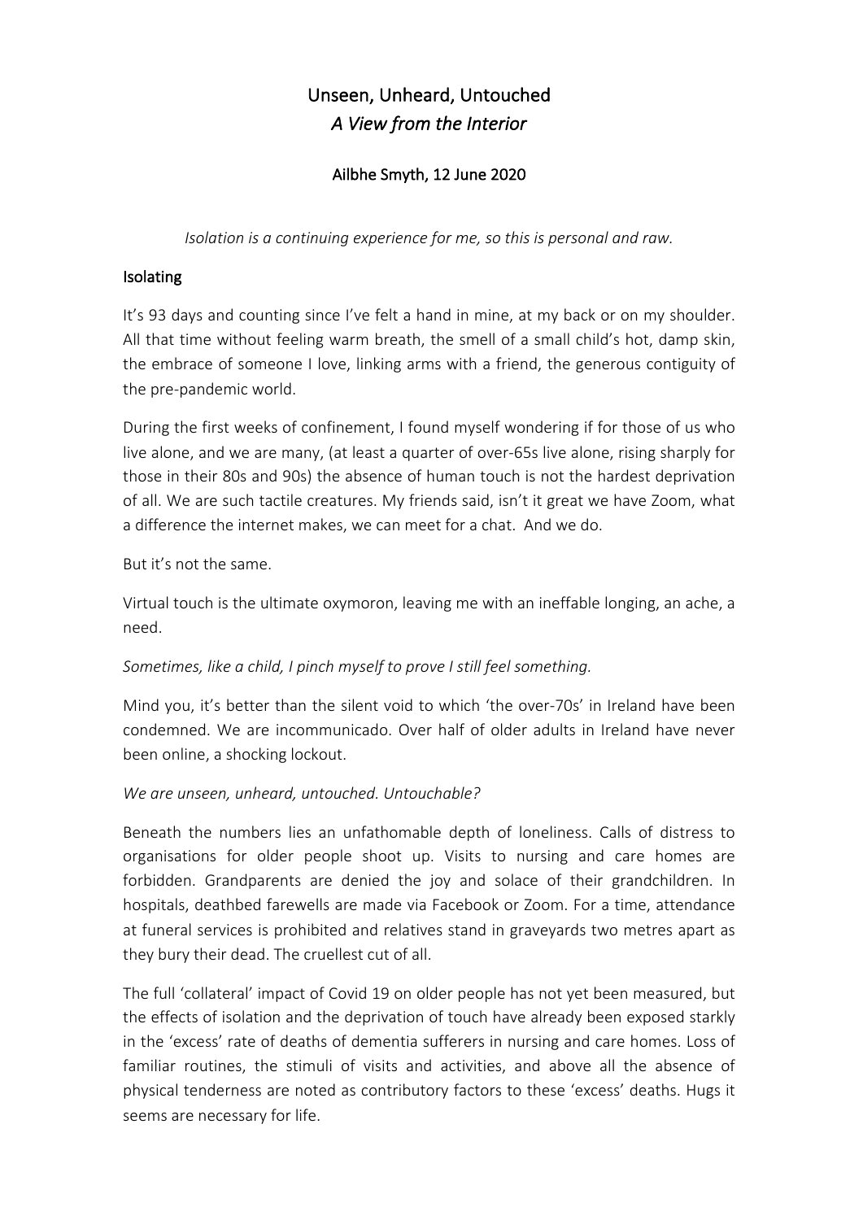# Unseen, Unheard, Untouched
## *A View from the Interior*

**Ailbhe Smyth, 12 June 2020**

*Isolation is a continuing experience for me, so this is personal and raw.*

### Isolating

It's 93 days and counting since I've felt a hand in mine, at my back or on my shoulder. All that time without feeling warm breath, the smell of a small child's hot, damp skin, the embrace of someone I love, linking arms with a friend, the generous contiguity of the pre-pandemic world.

During the first weeks of confinement, I found myself wondering if for those of us who live alone, and we are many, (at least a quarter of over-65s live alone, rising sharply for those in their 80s and 90s) the absence of human touch is not the hardest deprivation of all. We are such tactile creatures. My friends said, isn't it great we have Zoom, what a difference the internet makes, we can meet for a chat. And we do.

But it's not the same.

Virtual touch is the ultimate oxymoron, leaving me with an ineffable longing, an ache, a need.

*Sometimes, like a child, I pinch myself to prove I still feel something.*

Mind you, it's better than the silent void to which 'the over-70s' in Ireland have been condemned. We are incommunicado. Over half of older adults in Ireland have never been online, a shocking lockout.

*We are unseen, unheard, untouched. Untouchable?*

Beneath the numbers lies an unfathomable depth of loneliness. Calls of distress to organisations for older people shoot up. Visits to nursing and care homes are forbidden. Grandparents are denied the joy and solace of their grandchildren. In hospitals, deathbed farewells are made via Facebook or Zoom. For a time, attendance at funeral services is prohibited and relatives stand in graveyards two metres apart as they bury their dead. The cruellest cut of all.

The full 'collateral' impact of Covid 19 on older people has not yet been measured, but the effects of isolation and the deprivation of touch have already been exposed starkly in the 'excess' rate of deaths of dementia sufferers in nursing and care homes. Loss of familiar routines, the stimuli of visits and activities, and above all the absence of physical tenderness are noted as contributory factors to these 'excess' deaths. Hugs it seems are necessary for life.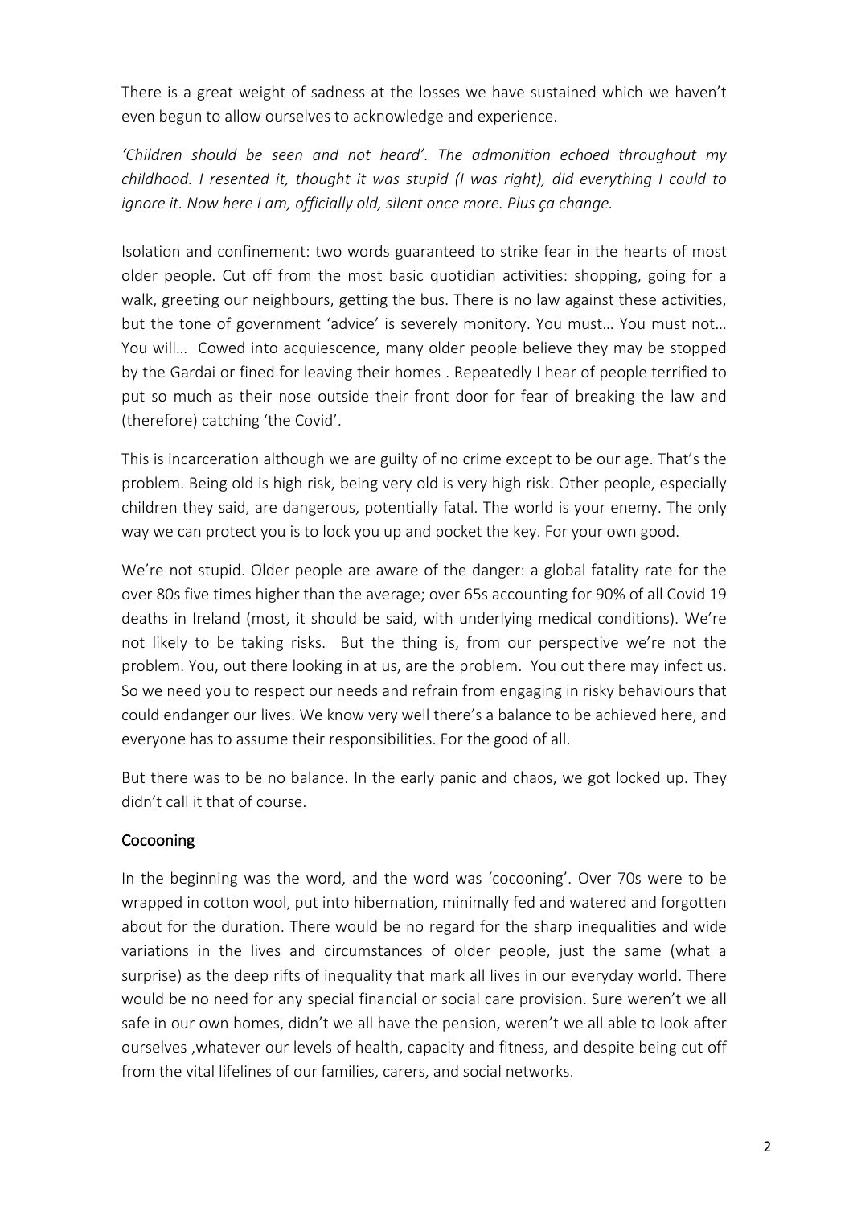There is a great weight of sadness at the losses we have sustained which we haven't even begun to allow ourselves to acknowledge and experience.

*'Children should be seen and not heard'. The admonition echoed throughout my childhood. I resented it, thought it was stupid (I was right), did everything I could to ignore it. Now here I am, officially old, silent once more. Plus ça change.*

Isolation and confinement: two words guaranteed to strike fear in the hearts of most older people. Cut off from the most basic quotidian activities: shopping, going for a walk, greeting our neighbours, getting the bus. There is no law against these activities, but the tone of government 'advice' is severely monitory. You must… You must not… You will… Cowed into acquiescence, many older people believe they may be stopped by the Gardai or fined for leaving their homes . Repeatedly I hear of people terrified to put so much as their nose outside their front door for fear of breaking the law and (therefore) catching 'the Covid'.

This is incarceration although we are guilty of no crime except to be our age. That's the problem. Being old is high risk, being very old is very high risk. Other people, especially children they said, are dangerous, potentially fatal. The world is your enemy. The only way we can protect you is to lock you up and pocket the key. For your own good.

We're not stupid. Older people are aware of the danger: a global fatality rate for the over 80s five times higher than the average; over 65s accounting for 90% of all Covid 19 deaths in Ireland (most, it should be said, with underlying medical conditions). We're not likely to be taking risks. But the thing is, from our perspective we're not the problem. You, out there looking in at us, are the problem. You out there may infect us. So we need you to respect our needs and refrain from engaging in risky behaviours that could endanger our lives. We know very well there's a balance to be achieved here, and everyone has to assume their responsibilities. For the good of all.

But there was to be no balance. In the early panic and chaos, we got locked up. They didn't call it that of course.

## Cocooning

In the beginning was the word, and the word was 'cocooning'. Over 70s were to be wrapped in cotton wool, put into hibernation, minimally fed and watered and forgotten about for the duration. There would be no regard for the sharp inequalities and wide variations in the lives and circumstances of older people, just the same (what a surprise) as the deep rifts of inequality that mark all lives in our everyday world. There would be no need for any special financial or social care provision. Sure weren't we all safe in our own homes, didn't we all have the pension, weren't we all able to look after ourselves ,whatever our levels of health, capacity and fitness, and despite being cut off from the vital lifelines of our families, carers, and social networks.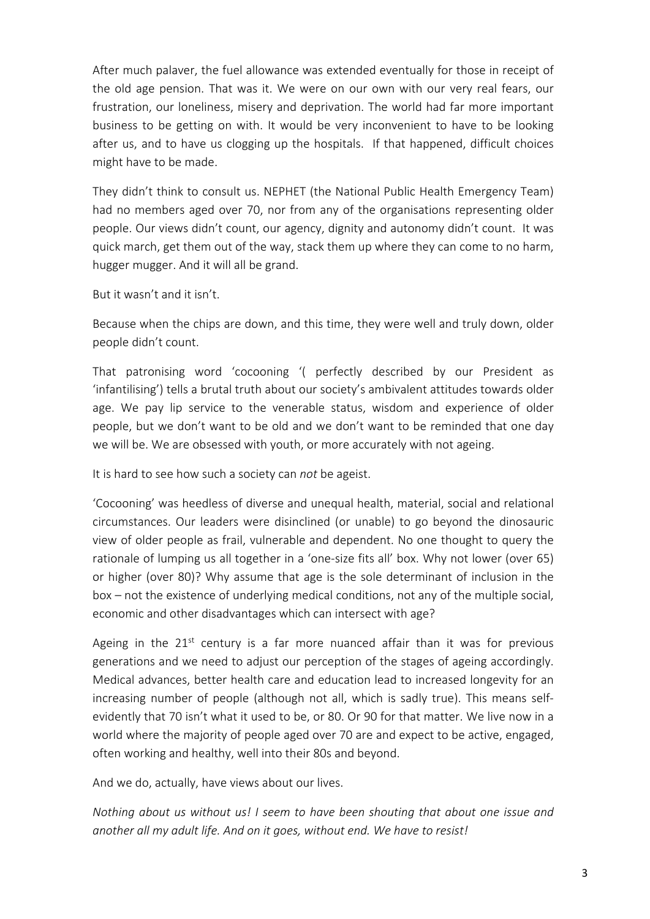After much palaver, the fuel allowance was extended eventually for those in receipt of the old age pension. That was it. We were on our own with our very real fears, our frustration, our loneliness, misery and deprivation. The world had far more important business to be getting on with. It would be very inconvenient to have to be looking after us, and to have us clogging up the hospitals. If that happened, difficult choices might have to be made.

They didn't think to consult us. NEPHET (the National Public Health Emergency Team) had no members aged over 70, nor from any of the organisations representing older people. Our views didn't count, our agency, dignity and autonomy didn't count. It was quick march, get them out of the way, stack them up where they can come to no harm, hugger mugger. And it will all be grand.

But it wasn't and it isn't.

Because when the chips are down, and this time, they were well and truly down, older people didn't count.

That patronising word 'cocooning '( perfectly described by our President as 'infantilising') tells a brutal truth about our society's ambivalent attitudes towards older age. We pay lip service to the venerable status, wisdom and experience of older people, but we don't want to be old and we don't want to be reminded that one day we will be. We are obsessed with youth, or more accurately with not ageing.

It is hard to see how such a society can *not* be ageist.

'Cocooning' was heedless of diverse and unequal health, material, social and relational circumstances. Our leaders were disinclined (or unable) to go beyond the dinosauric view of older people as frail, vulnerable and dependent. No one thought to query the rationale of lumping us all together in a 'one-size fits all' box. Why not lower (over 65) or higher (over 80)? Why assume that age is the sole determinant of inclusion in the box – not the existence of underlying medical conditions, not any of the multiple social, economic and other disadvantages which can intersect with age?

Ageing in the 21st century is a far more nuanced affair than it was for previous generations and we need to adjust our perception of the stages of ageing accordingly. Medical advances, better health care and education lead to increased longevity for an increasing number of people (although not all, which is sadly true). This means self-evidently that 70 isn't what it used to be, or 80. Or 90 for that matter. We live now in a world where the majority of people aged over 70 are and expect to be active, engaged, often working and healthy, well into their 80s and beyond.

And we do, actually, have views about our lives.

*Nothing about us without us! I seem to have been shouting that about one issue and another all my adult life. And on it goes, without end. We have to resist!*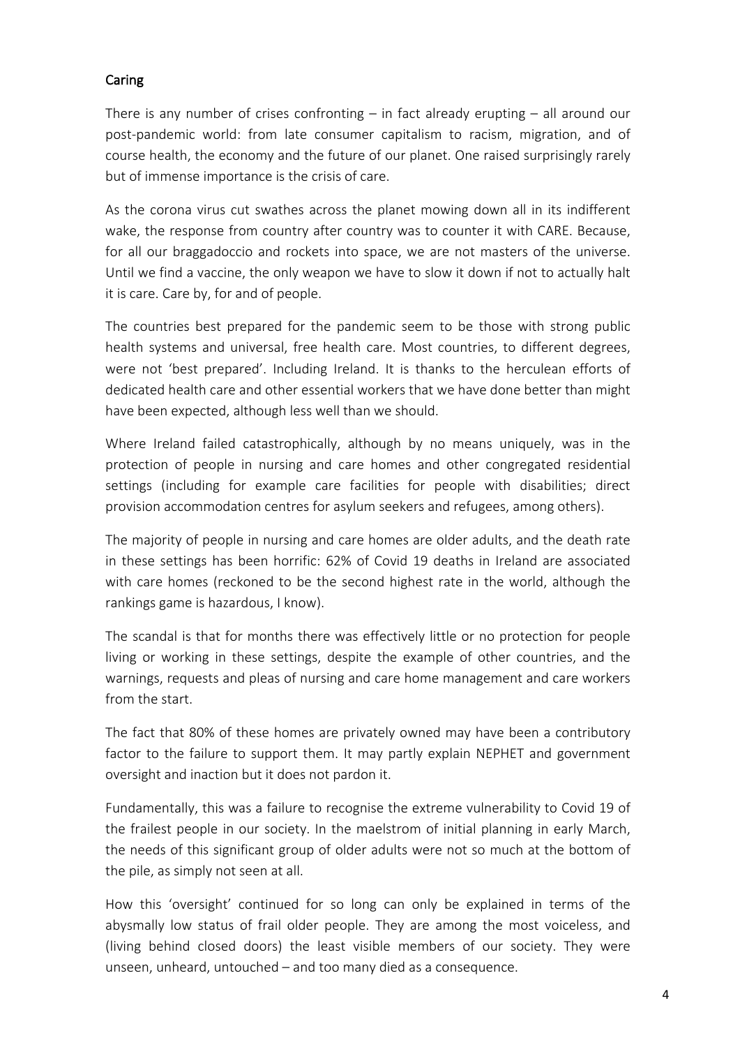## Caring

There is any number of crises confronting – in fact already erupting – all around our post-pandemic world: from late consumer capitalism to racism, migration, and of course health, the economy and the future of our planet. One raised surprisingly rarely but of immense importance is the crisis of care.

As the corona virus cut swathes across the planet mowing down all in its indifferent wake, the response from country after country was to counter it with CARE. Because, for all our braggadoccio and rockets into space, we are not masters of the universe. Until we find a vaccine, the only weapon we have to slow it down if not to actually halt it is care. Care by, for and of people.

The countries best prepared for the pandemic seem to be those with strong public health systems and universal, free health care. Most countries, to different degrees, were not 'best prepared'. Including Ireland. It is thanks to the herculean efforts of dedicated health care and other essential workers that we have done better than might have been expected, although less well than we should.

Where Ireland failed catastrophically, although by no means uniquely, was in the protection of people in nursing and care homes and other congregated residential settings (including for example care facilities for people with disabilities; direct provision accommodation centres for asylum seekers and refugees, among others).

The majority of people in nursing and care homes are older adults, and the death rate in these settings has been horrific: 62% of Covid 19 deaths in Ireland are associated with care homes (reckoned to be the second highest rate in the world, although the rankings game is hazardous, I know).

The scandal is that for months there was effectively little or no protection for people living or working in these settings, despite the example of other countries, and the warnings, requests and pleas of nursing and care home management and care workers from the start.

The fact that 80% of these homes are privately owned may have been a contributory factor to the failure to support them. It may partly explain NEPHET and government oversight and inaction but it does not pardon it.

Fundamentally, this was a failure to recognise the extreme vulnerability to Covid 19 of the frailest people in our society. In the maelstrom of initial planning in early March, the needs of this significant group of older adults were not so much at the bottom of the pile, as simply not seen at all.

How this 'oversight' continued for so long can only be explained in terms of the abysmally low status of frail older people. They are among the most voiceless, and (living behind closed doors) the least visible members of our society. They were unseen, unheard, untouched – and too many died as a consequence.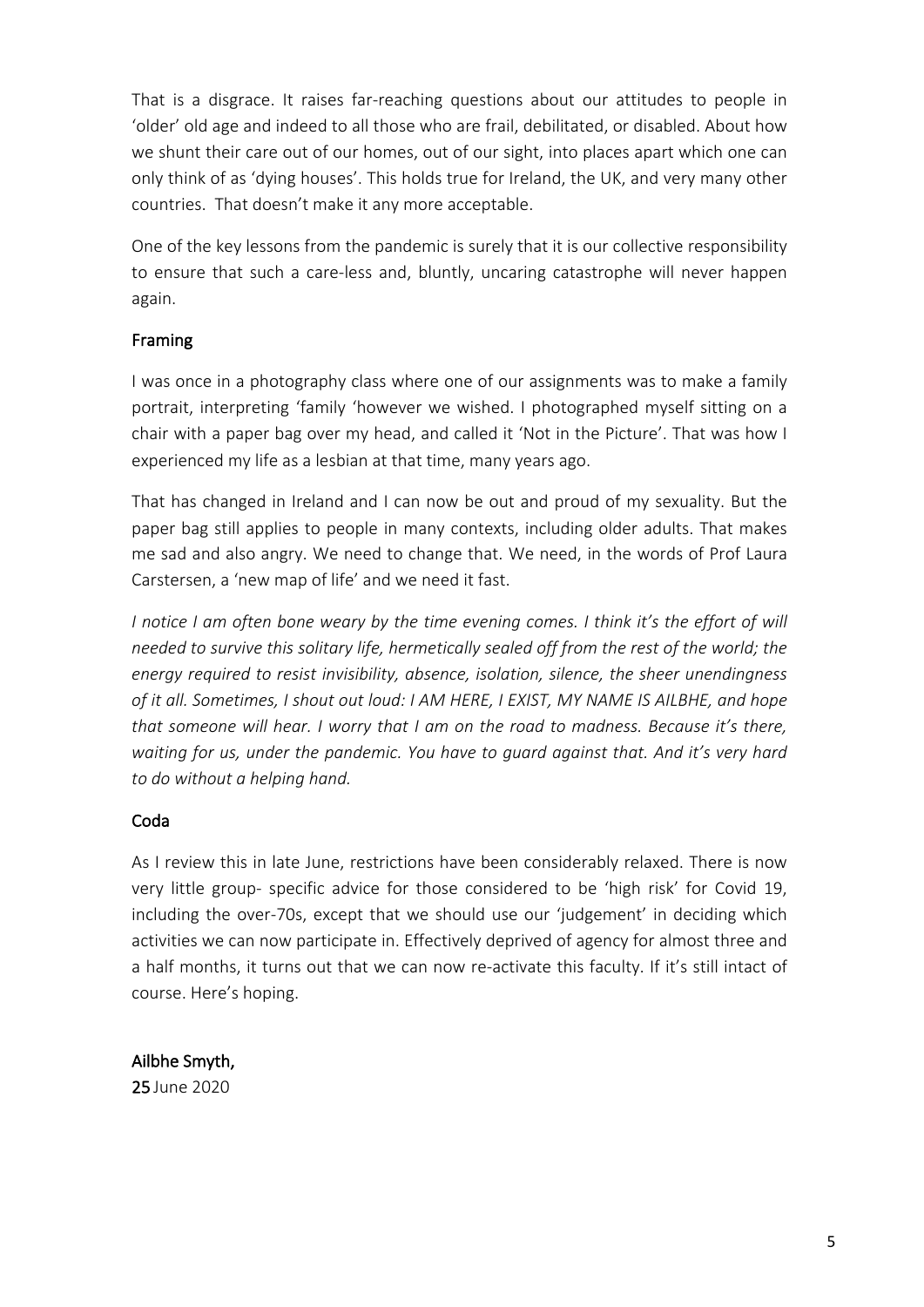That is a disgrace. It raises far-reaching questions about our attitudes to people in 'older' old age and indeed to all those who are frail, debilitated, or disabled. About how we shunt their care out of our homes, out of our sight, into places apart which one can only think of as 'dying houses'. This holds true for Ireland, the UK, and very many other countries. That doesn't make it any more acceptable.

One of the key lessons from the pandemic is surely that it is our collective responsibility to ensure that such a care-less and, bluntly, uncaring catastrophe will never happen again.

## Framing

I was once in a photography class where one of our assignments was to make a family portrait, interpreting 'family 'however we wished. I photographed myself sitting on a chair with a paper bag over my head, and called it 'Not in the Picture'. That was how I experienced my life as a lesbian at that time, many years ago.

That has changed in Ireland and I can now be out and proud of my sexuality. But the paper bag still applies to people in many contexts, including older adults. That makes me sad and also angry. We need to change that. We need, in the words of Prof Laura Carstersen, a 'new map of life' and we need it fast.

*I notice I am often bone weary by the time evening comes. I think it's the effort of will needed to survive this solitary life, hermetically sealed off from the rest of the world; the energy required to resist invisibility, absence, isolation, silence, the sheer unendingness of it all. Sometimes, I shout out loud: I AM HERE, I EXIST, MY NAME IS AILBHE, and hope that someone will hear. I worry that I am on the road to madness. Because it's there, waiting for us, under the pandemic. You have to guard against that. And it's very hard to do without a helping hand.*

## Coda

As I review this in late June, restrictions have been considerably relaxed. There is now very little group- specific advice for those considered to be 'high risk' for Covid 19, including the over-70s, except that we should use our 'judgement' in deciding which activities we can now participate in. Effectively deprived of agency for almost three and a half months, it turns out that we can now re-activate this faculty. If it's still intact of course. Here's hoping.

Ailbhe Smyth,
25 June 2020